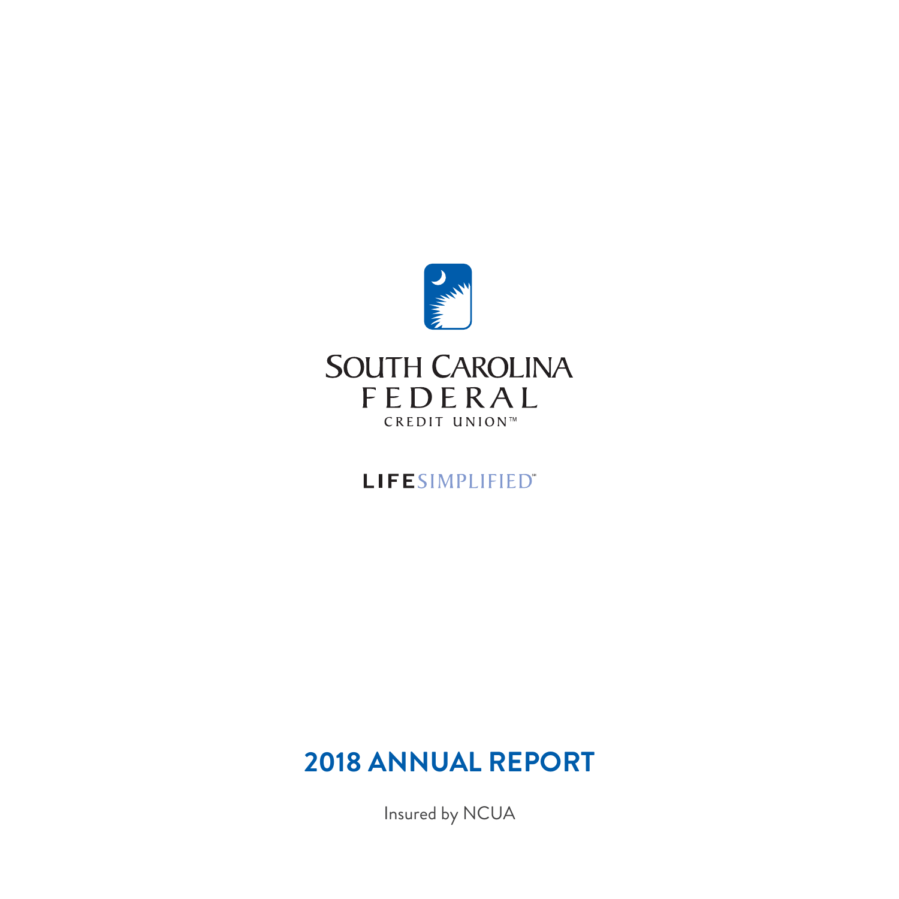SOUTH CAROLINA
FEDERAL
CREDIT UNION™

LIFESIMPLIFIED℠

# 2018 ANNUAL REPORT

Insured by NCUA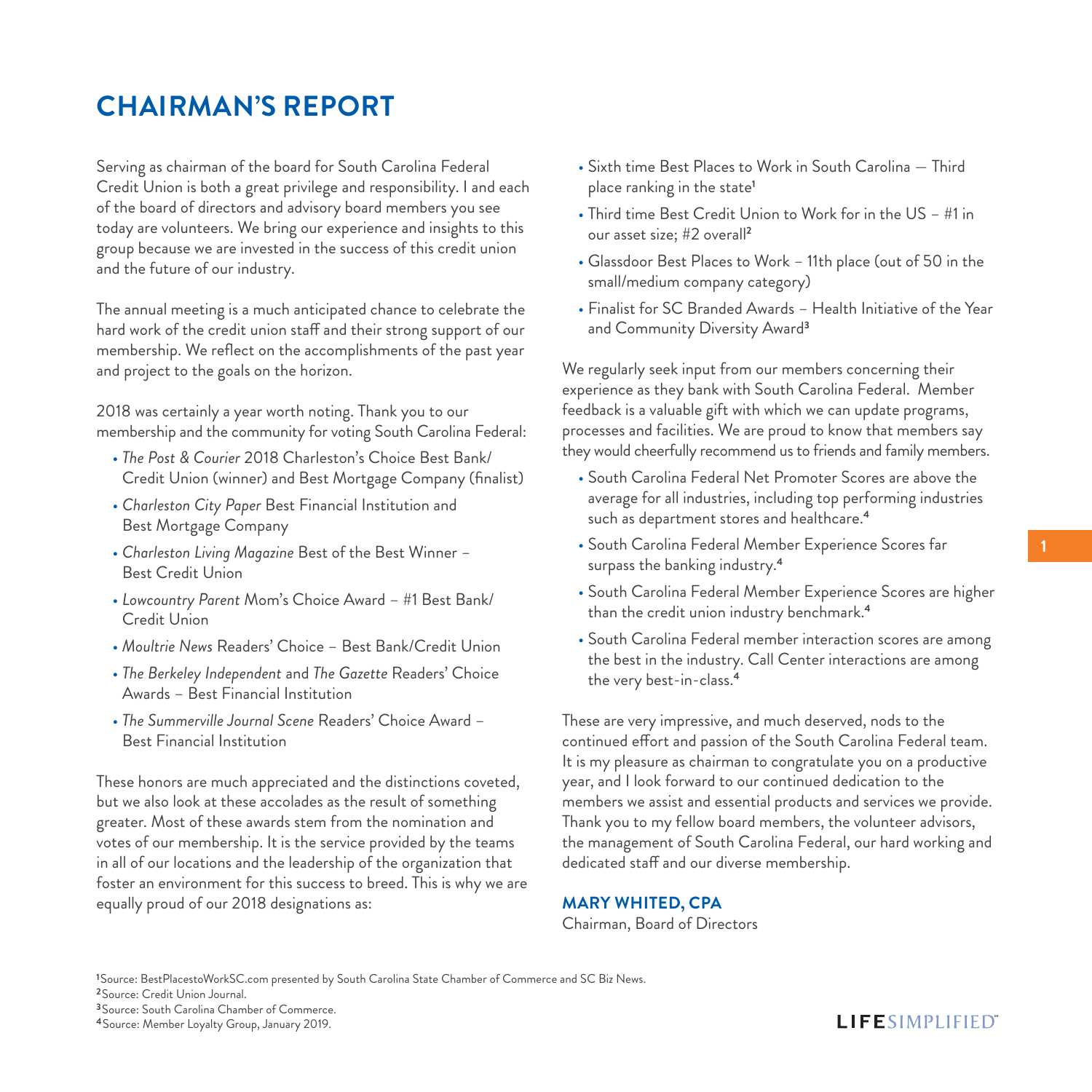# CHAIRMAN'S REPORT

Serving as chairman of the board for South Carolina Federal Credit Union is both a great privilege and responsibility. I and each of the board of directors and advisory board members you see today are volunteers. We bring our experience and insights to this group because we are invested in the success of this credit union and the future of our industry.

The annual meeting is a much anticipated chance to celebrate the hard work of the credit union staff and their strong support of our membership. We reflect on the accomplishments of the past year and project to the goals on the horizon.

2018 was certainly a year worth noting. Thank you to our membership and the community for voting South Carolina Federal:

- *The Post & Courier* 2018 Charleston's Choice Best Bank/ Credit Union (winner) and Best Mortgage Company (finalist)
- *Charleston City Paper* Best Financial Institution and Best Mortgage Company
- *Charleston Living Magazine* Best of the Best Winner – Best Credit Union
- *Lowcountry Parent* Mom's Choice Award – #1 Best Bank/ Credit Union
- *Moultrie News* Readers' Choice – Best Bank/Credit Union
- *The Berkeley Independent* and *The Gazette* Readers' Choice Awards – Best Financial Institution
- *The Summerville Journal Scene* Readers' Choice Award – Best Financial Institution

These honors are much appreciated and the distinctions coveted, but we also look at these accolades as the result of something greater. Most of these awards stem from the nomination and votes of our membership. It is the service provided by the teams in all of our locations and the leadership of the organization that foster an environment for this success to breed. This is why we are equally proud of our 2018 designations as:

- Sixth time Best Places to Work in South Carolina — Third place ranking in the state[1]
- Third time Best Credit Union to Work for in the US – #1 in our asset size; #2 overall[2]
- Glassdoor Best Places to Work – 11th place (out of 50 in the small/medium company category)
- Finalist for SC Branded Awards – Health Initiative of the Year and Community Diversity Award[3]

We regularly seek input from our members concerning their experience as they bank with South Carolina Federal. Member feedback is a valuable gift with which we can update programs, processes and facilities. We are proud to know that members say they would cheerfully recommend us to friends and family members.

- South Carolina Federal Net Promoter Scores are above the average for all industries, including top performing industries such as department stores and healthcare.[4]
- South Carolina Federal Member Experience Scores far surpass the banking industry.[4]
- South Carolina Federal Member Experience Scores are higher than the credit union industry benchmark.[4]
- South Carolina Federal member interaction scores are among the best in the industry. Call Center interactions are among the very best-in-class.[4]

These are very impressive, and much deserved, nods to the continued effort and passion of the South Carolina Federal team. It is my pleasure as chairman to congratulate you on a productive year, and I look forward to our continued dedication to the members we assist and essential products and services we provide. Thank you to my fellow board members, the volunteer advisors, the management of South Carolina Federal, our hard working and dedicated staff and our diverse membership.

**MARY WHITED, CPA**
Chairman, Board of Directors

[1]Source: BestPlacestoWorkSC.com presented by South Carolina State Chamber of Commerce and SC Biz News.
[2]Source: Credit Union Journal.
[3]Source: South Carolina Chamber of Commerce.
[4]Source: Member Loyalty Group, January 2019.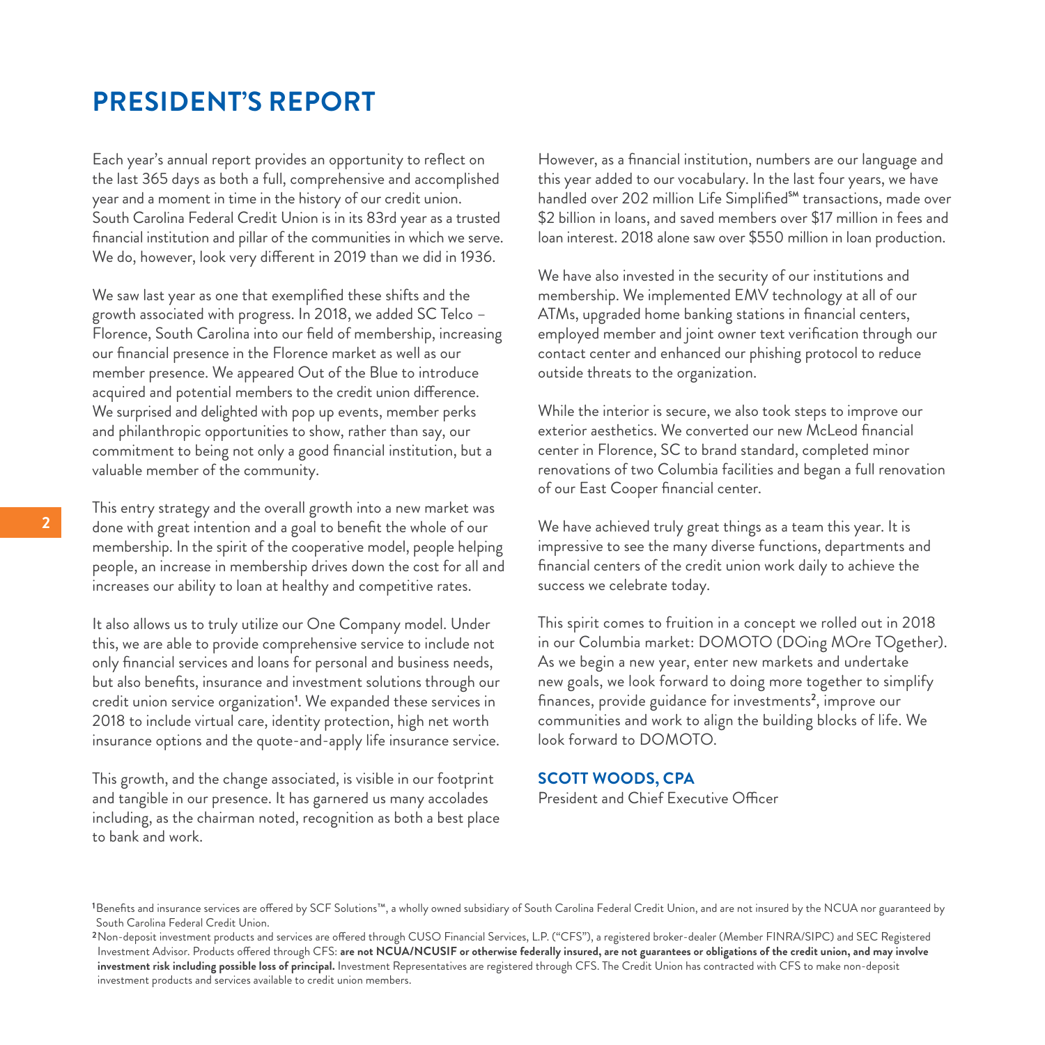# PRESIDENT'S REPORT

Each year's annual report provides an opportunity to reflect on the last 365 days as both a full, comprehensive and accomplished year and a moment in time in the history of our credit union. South Carolina Federal Credit Union is in its 83rd year as a trusted financial institution and pillar of the communities in which we serve. We do, however, look very different in 2019 than we did in 1936.

We saw last year as one that exemplified these shifts and the growth associated with progress. In 2018, we added SC Telco – Florence, South Carolina into our field of membership, increasing our financial presence in the Florence market as well as our member presence. We appeared Out of the Blue to introduce acquired and potential members to the credit union difference. We surprised and delighted with pop up events, member perks and philanthropic opportunities to show, rather than say, our commitment to being not only a good financial institution, but a valuable member of the community.

This entry strategy and the overall growth into a new market was done with great intention and a goal to benefit the whole of our membership. In the spirit of the cooperative model, people helping people, an increase in membership drives down the cost for all and increases our ability to loan at healthy and competitive rates.

It also allows us to truly utilize our One Company model. Under this, we are able to provide comprehensive service to include not only financial services and loans for personal and business needs, but also benefits, insurance and investment solutions through our credit union service organization[1]. We expanded these services in 2018 to include virtual care, identity protection, high net worth insurance options and the quote-and-apply life insurance service.

This growth, and the change associated, is visible in our footprint and tangible in our presence. It has garnered us many accolades including, as the chairman noted, recognition as both a best place to bank and work.

However, as a financial institution, numbers are our language and this year added to our vocabulary. In the last four years, we have handled over 202 million Life Simplified℠ transactions, made over $2 billion in loans, and saved members over $17 million in fees and loan interest. 2018 alone saw over $550 million in loan production.

We have also invested in the security of our institutions and membership. We implemented EMV technology at all of our ATMs, upgraded home banking stations in financial centers, employed member and joint owner text verification through our contact center and enhanced our phishing protocol to reduce outside threats to the organization.

While the interior is secure, we also took steps to improve our exterior aesthetics. We converted our new McLeod financial center in Florence, SC to brand standard, completed minor renovations of two Columbia facilities and began a full renovation of our East Cooper financial center.

We have achieved truly great things as a team this year. It is impressive to see the many diverse functions, departments and financial centers of the credit union work daily to achieve the success we celebrate today.

This spirit comes to fruition in a concept we rolled out in 2018 in our Columbia market: DOMOTO (DOing MOre TOgether). As we begin a new year, enter new markets and undertake new goals, we look forward to doing more together to simplify finances, provide guidance for investments[2], improve our communities and work to align the building blocks of life. We look forward to DOMOTO.

**SCOTT WOODS, CPA**
President and Chief Executive Officer

[1] Benefits and insurance services are offered by SCF Solutions™, a wholly owned subsidiary of South Carolina Federal Credit Union, and are not insured by the NCUA nor guaranteed by South Carolina Federal Credit Union.

[2] Non-deposit investment products and services are offered through CUSO Financial Services, L.P. ("CFS"), a registered broker-dealer (Member FINRA/SIPC) and SEC Registered Investment Advisor. Products offered through CFS: **are not NCUA/NCUSIF or otherwise federally insured, are not guarantees or obligations of the credit union, and may involve investment risk including possible loss of principal.** Investment Representatives are registered through CFS. The Credit Union has contracted with CFS to make non-deposit investment products and services available to credit union members.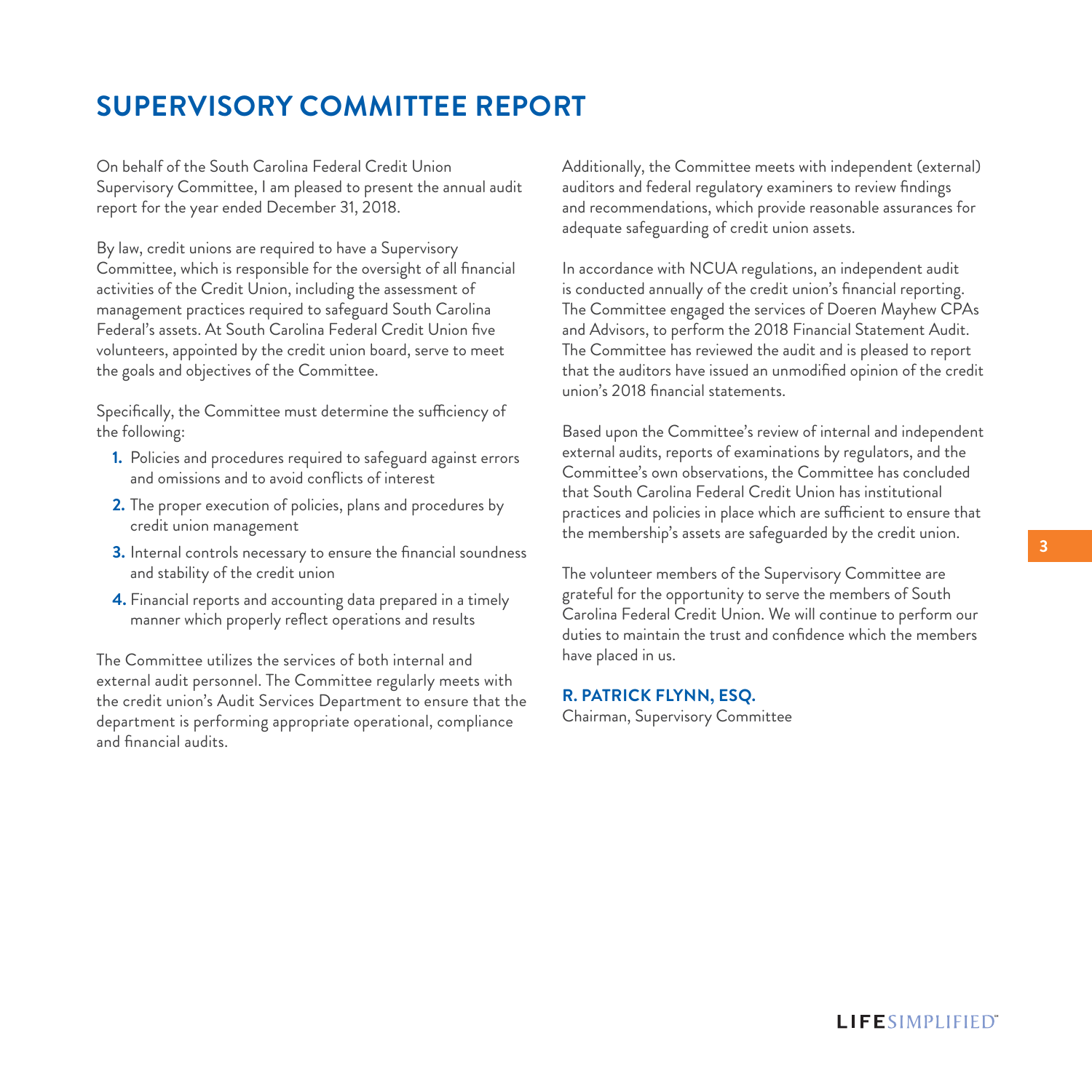# SUPERVISORY COMMITTEE REPORT

On behalf of the South Carolina Federal Credit Union Supervisory Committee, I am pleased to present the annual audit report for the year ended December 31, 2018.

By law, credit unions are required to have a Supervisory Committee, which is responsible for the oversight of all financial activities of the Credit Union, including the assessment of management practices required to safeguard South Carolina Federal's assets. At South Carolina Federal Credit Union five volunteers, appointed by the credit union board, serve to meet the goals and objectives of the Committee.

Specifically, the Committee must determine the sufficiency of the following:

1. Policies and procedures required to safeguard against errors and omissions and to avoid conflicts of interest
2. The proper execution of policies, plans and procedures by credit union management
3. Internal controls necessary to ensure the financial soundness and stability of the credit union
4. Financial reports and accounting data prepared in a timely manner which properly reflect operations and results

The Committee utilizes the services of both internal and external audit personnel. The Committee regularly meets with the credit union's Audit Services Department to ensure that the department is performing appropriate operational, compliance and financial audits.

Additionally, the Committee meets with independent (external) auditors and federal regulatory examiners to review findings and recommendations, which provide reasonable assurances for adequate safeguarding of credit union assets.

In accordance with NCUA regulations, an independent audit is conducted annually of the credit union's financial reporting. The Committee engaged the services of Doeren Mayhew CPAs and Advisors, to perform the 2018 Financial Statement Audit. The Committee has reviewed the audit and is pleased to report that the auditors have issued an unmodified opinion of the credit union's 2018 financial statements.

Based upon the Committee's review of internal and independent external audits, reports of examinations by regulators, and the Committee's own observations, the Committee has concluded that South Carolina Federal Credit Union has institutional practices and policies in place which are sufficient to ensure that the membership's assets are safeguarded by the credit union.

The volunteer members of the Supervisory Committee are grateful for the opportunity to serve the members of South Carolina Federal Credit Union. We will continue to perform our duties to maintain the trust and confidence which the members have placed in us.

**R. PATRICK FLYNN, ESQ.**
Chairman, Supervisory Committee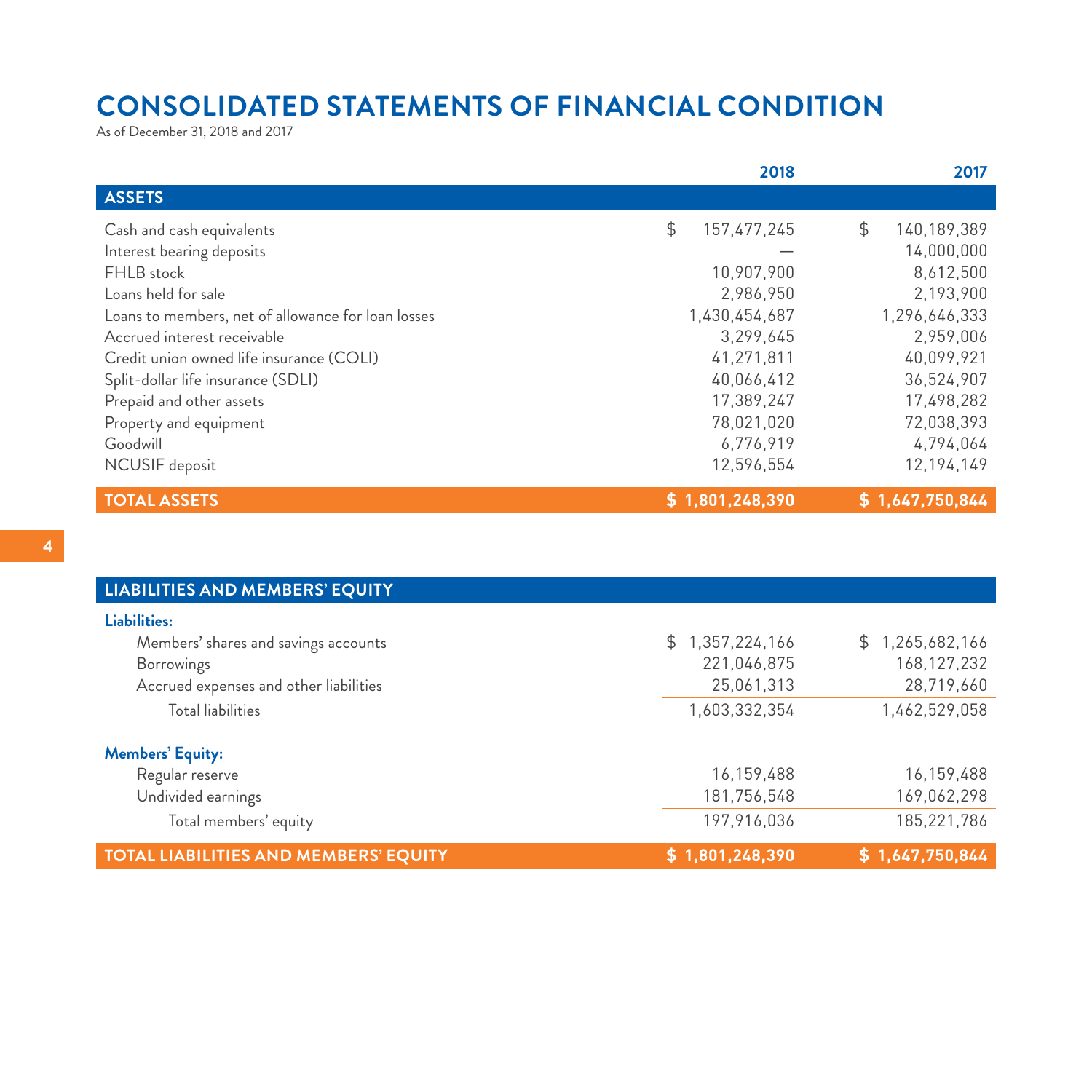# CONSOLIDATED STATEMENTS OF FINANCIAL CONDITION

As of December 31, 2018 and 2017

| | 2018 | 2017 |
|---|---|---|
| **ASSETS** | | |
| Cash and cash equivalents | $ 157,477,245 | $ 140,189,389 |
| Interest bearing deposits | — | 14,000,000 |
| FHLB stock | 10,907,900 | 8,612,500 |
| Loans held for sale | 2,986,950 | 2,193,900 |
| Loans to members, net of allowance for loan losses | 1,430,454,687 | 1,296,646,333 |
| Accrued interest receivable | 3,299,645 | 2,959,006 |
| Credit union owned life insurance (COLI) | 41,271,811 | 40,099,921 |
| Split-dollar life insurance (SDLI) | 40,066,412 | 36,524,907 |
| Prepaid and other assets | 17,389,247 | 17,498,282 |
| Property and equipment | 78,021,020 | 72,038,393 |
| Goodwill | 6,776,919 | 4,794,064 |
| NCUSIF deposit | 12,596,554 | 12,194,149 |
| **TOTAL ASSETS** | **$ 1,801,248,390** | **$ 1,647,750,844** |

| | 2018 | 2017 |
|---|---|---|
| **LIABILITIES AND MEMBERS' EQUITY** | | |
| **Liabilities:** | | |
| Members' shares and savings accounts | $ 1,357,224,166 | $ 1,265,682,166 |
| Borrowings | 221,046,875 | 168,127,232 |
| Accrued expenses and other liabilities | 25,061,313 | 28,719,660 |
| Total liabilities | 1,603,332,354 | 1,462,529,058 |
| **Members' Equity:** | | |
| Regular reserve | 16,159,488 | 16,159,488 |
| Undivided earnings | 181,756,548 | 169,062,298 |
| Total members' equity | 197,916,036 | 185,221,786 |
| **TOTAL LIABILITIES AND MEMBERS' EQUITY** | **$ 1,801,248,390** | **$ 1,647,750,844** |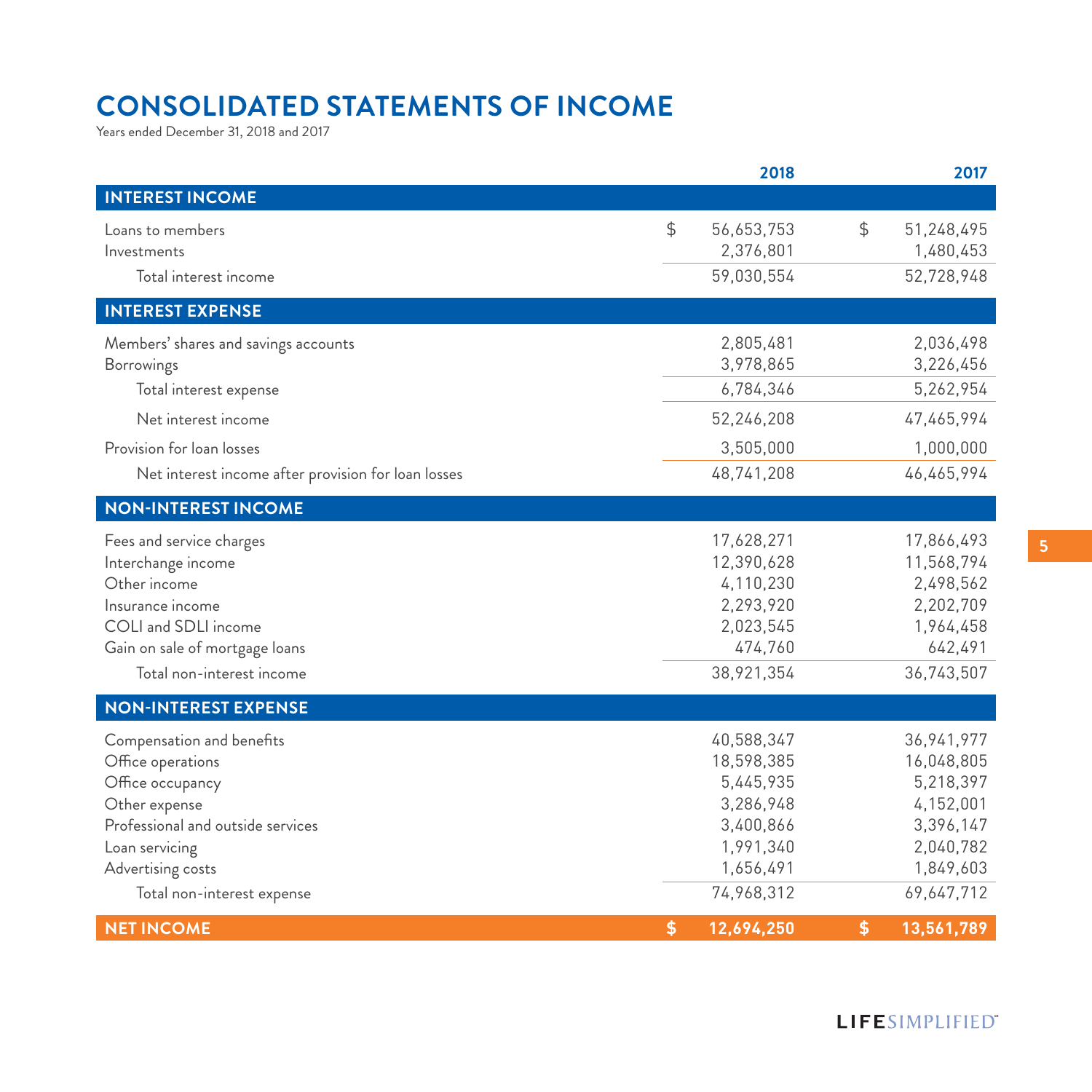# CONSOLIDATED STATEMENTS OF INCOME

Years ended December 31, 2018 and 2017

| | 2018 | 2017 |
|---|---|---|
| **INTEREST INCOME** | | |
| Loans to members | $ 56,653,753 | $ 51,248,495 |
| Investments | 2,376,801 | 1,480,453 |
| Total interest income | 59,030,554 | 52,728,948 |
| **INTEREST EXPENSE** | | |
| Members' shares and savings accounts | 2,805,481 | 2,036,498 |
| Borrowings | 3,978,865 | 3,226,456 |
| Total interest expense | 6,784,346 | 5,262,954 |
| Net interest income | 52,246,208 | 47,465,994 |
| Provision for loan losses | 3,505,000 | 1,000,000 |
| Net interest income after provision for loan losses | 48,741,208 | 46,465,994 |
| **NON-INTEREST INCOME** | | |
| Fees and service charges | 17,628,271 | 17,866,493 |
| Interchange income | 12,390,628 | 11,568,794 |
| Other income | 4,110,230 | 2,498,562 |
| Insurance income | 2,293,920 | 2,202,709 |
| COLI and SDLI income | 2,023,545 | 1,964,458 |
| Gain on sale of mortgage loans | 474,760 | 642,491 |
| Total non-interest income | 38,921,354 | 36,743,507 |
| **NON-INTEREST EXPENSE** | | |
| Compensation and benefits | 40,588,347 | 36,941,977 |
| Office operations | 18,598,385 | 16,048,805 |
| Office occupancy | 5,445,935 | 5,218,397 |
| Other expense | 3,286,948 | 4,152,001 |
| Professional and outside services | 3,400,866 | 3,396,147 |
| Loan servicing | 1,991,340 | 2,040,782 |
| Advertising costs | 1,656,491 | 1,849,603 |
| Total non-interest expense | 74,968,312 | 69,647,712 |
| **NET INCOME** | **$ 12,694,250** | **$ 13,561,789** |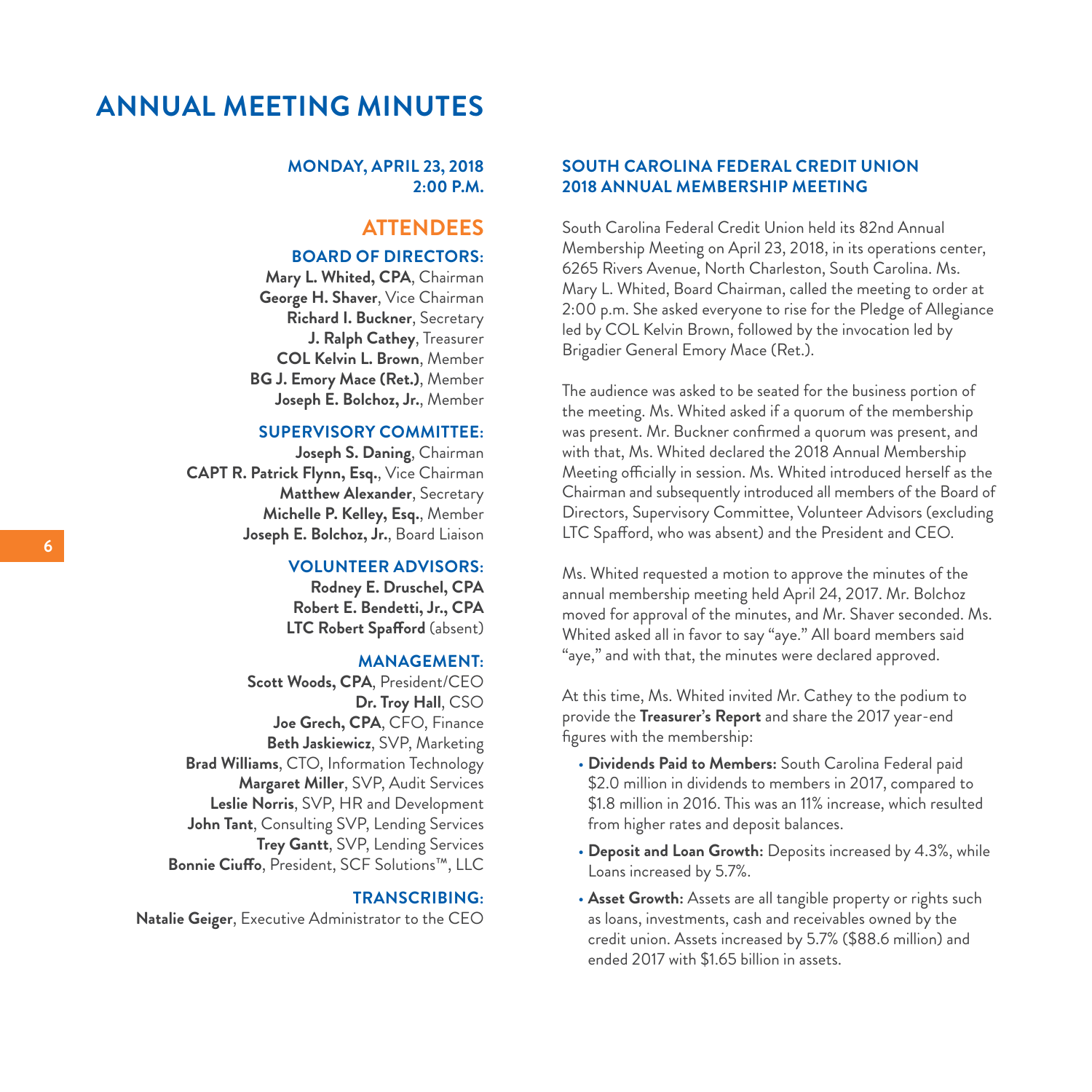# ANNUAL MEETING MINUTES

**MONDAY, APRIL 23, 2018**
**2:00 P.M.**

## ATTENDEES

### BOARD OF DIRECTORS:

**Mary L. Whited, CPA**, Chairman
**George H. Shaver**, Vice Chairman
**Richard I. Buckner**, Secretary
**J. Ralph Cathey**, Treasurer
**COL Kelvin L. Brown**, Member
**BG J. Emory Mace (Ret.)**, Member
**Joseph E. Bolchoz, Jr.**, Member

### SUPERVISORY COMMITTEE:

**Joseph S. Daning**, Chairman
**CAPT R. Patrick Flynn, Esq.**, Vice Chairman
**Matthew Alexander**, Secretary
**Michelle P. Kelley, Esq.**, Member
**Joseph E. Bolchoz, Jr.**, Board Liaison

### VOLUNTEER ADVISORS:

**Rodney E. Druschel, CPA**
**Robert E. Bendetti, Jr., CPA**
**LTC Robert Spafford** (absent)

### MANAGEMENT:

**Scott Woods, CPA**, President/CEO
**Dr. Troy Hall**, CSO
**Joe Grech, CPA**, CFO, Finance
**Beth Jaskiewicz**, SVP, Marketing
**Brad Williams**, CTO, Information Technology
**Margaret Miller**, SVP, Audit Services
**Leslie Norris**, SVP, HR and Development
**John Tant**, Consulting SVP, Lending Services
**Trey Gantt**, SVP, Lending Services
**Bonnie Ciuffo**, President, SCF Solutions™, LLC

### TRANSCRIBING:

**Natalie Geiger**, Executive Administrator to the CEO

## SOUTH CAROLINA FEDERAL CREDIT UNION 2018 ANNUAL MEMBERSHIP MEETING

South Carolina Federal Credit Union held its 82nd Annual Membership Meeting on April 23, 2018, in its operations center, 6265 Rivers Avenue, North Charleston, South Carolina. Ms. Mary L. Whited, Board Chairman, called the meeting to order at 2:00 p.m. She asked everyone to rise for the Pledge of Allegiance led by COL Kelvin Brown, followed by the invocation led by Brigadier General Emory Mace (Ret.).

The audience was asked to be seated for the business portion of the meeting. Ms. Whited asked if a quorum of the membership was present. Mr. Buckner confirmed a quorum was present, and with that, Ms. Whited declared the 2018 Annual Membership Meeting officially in session. Ms. Whited introduced herself as the Chairman and subsequently introduced all members of the Board of Directors, Supervisory Committee, Volunteer Advisors (excluding LTC Spafford, who was absent) and the President and CEO.

Ms. Whited requested a motion to approve the minutes of the annual membership meeting held April 24, 2017. Mr. Bolchoz moved for approval of the minutes, and Mr. Shaver seconded. Ms. Whited asked all in favor to say "aye." All board members said "aye," and with that, the minutes were declared approved.

At this time, Ms. Whited invited Mr. Cathey to the podium to provide the **Treasurer's Report** and share the 2017 year-end figures with the membership:

- **Dividends Paid to Members:** South Carolina Federal paid $2.0 million in dividends to members in 2017, compared to $1.8 million in 2016. This was an 11% increase, which resulted from higher rates and deposit balances.
- **Deposit and Loan Growth:** Deposits increased by 4.3%, while Loans increased by 5.7%.
- **Asset Growth:** Assets are all tangible property or rights such as loans, investments, cash and receivables owned by the credit union. Assets increased by 5.7% ($88.6 million) and ended 2017 with $1.65 billion in assets.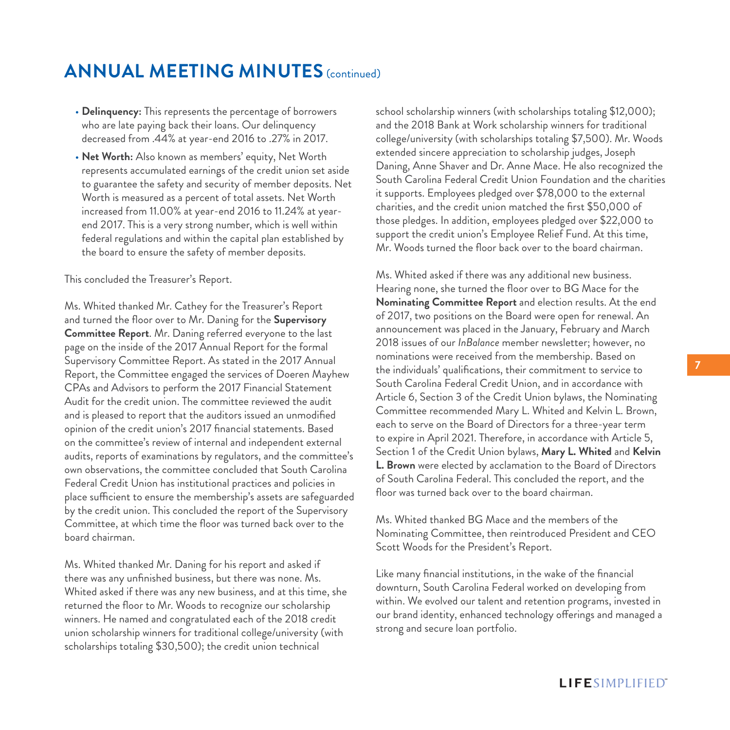# ANNUAL MEETING MINUTES (continued)

- **Delinquency:** This represents the percentage of borrowers who are late paying back their loans. Our delinquency decreased from .44% at year-end 2016 to .27% in 2017.
- **Net Worth:** Also known as members' equity, Net Worth represents accumulated earnings of the credit union set aside to guarantee the safety and security of member deposits. Net Worth is measured as a percent of total assets. Net Worth increased from 11.00% at year-end 2016 to 11.24% at year-end 2017. This is a very strong number, which is well within federal regulations and within the capital plan established by the board to ensure the safety of member deposits.

This concluded the Treasurer's Report.

Ms. Whited thanked Mr. Cathey for the Treasurer's Report and turned the floor over to Mr. Daning for the **Supervisory Committee Report**. Mr. Daning referred everyone to the last page on the inside of the 2017 Annual Report for the formal Supervisory Committee Report. As stated in the 2017 Annual Report, the Committee engaged the services of Doeren Mayhew CPAs and Advisors to perform the 2017 Financial Statement Audit for the credit union. The committee reviewed the audit and is pleased to report that the auditors issued an unmodified opinion of the credit union's 2017 financial statements. Based on the committee's review of internal and independent external audits, reports of examinations by regulators, and the committee's own observations, the committee concluded that South Carolina Federal Credit Union has institutional practices and policies in place sufficient to ensure the membership's assets are safeguarded by the credit union. This concluded the report of the Supervisory Committee, at which time the floor was turned back over to the board chairman.

Ms. Whited thanked Mr. Daning for his report and asked if there was any unfinished business, but there was none. Ms. Whited asked if there was any new business, and at this time, she returned the floor to Mr. Woods to recognize our scholarship winners. He named and congratulated each of the 2018 credit union scholarship winners for traditional college/university (with scholarships totaling $30,500); the credit union technical school scholarship winners (with scholarships totaling $12,000); and the 2018 Bank at Work scholarship winners for traditional college/university (with scholarships totaling $7,500). Mr. Woods extended sincere appreciation to scholarship judges, Joseph Daning, Anne Shaver and Dr. Anne Mace. He also recognized the South Carolina Federal Credit Union Foundation and the charities it supports. Employees pledged over $78,000 to the external charities, and the credit union matched the first $50,000 of those pledges. In addition, employees pledged over $22,000 to support the credit union's Employee Relief Fund. At this time, Mr. Woods turned the floor back over to the board chairman.

Ms. Whited asked if there was any additional new business. Hearing none, she turned the floor over to BG Mace for the **Nominating Committee Report** and election results. At the end of 2017, two positions on the Board were open for renewal. An announcement was placed in the January, February and March 2018 issues of our *InBalance* member newsletter; however, no nominations were received from the membership. Based on the individuals' qualifications, their commitment to service to South Carolina Federal Credit Union, and in accordance with Article 6, Section 3 of the Credit Union bylaws, the Nominating Committee recommended Mary L. Whited and Kelvin L. Brown, each to serve on the Board of Directors for a three-year term to expire in April 2021. Therefore, in accordance with Article 5, Section 1 of the Credit Union bylaws, **Mary L. Whited** and **Kelvin L. Brown** were elected by acclamation to the Board of Directors of South Carolina Federal. This concluded the report, and the floor was turned back over to the board chairman.

Ms. Whited thanked BG Mace and the members of the Nominating Committee, then reintroduced President and CEO Scott Woods for the President's Report.

Like many financial institutions, in the wake of the financial downturn, South Carolina Federal worked on developing from within. We evolved our talent and retention programs, invested in our brand identity, enhanced technology offerings and managed a strong and secure loan portfolio.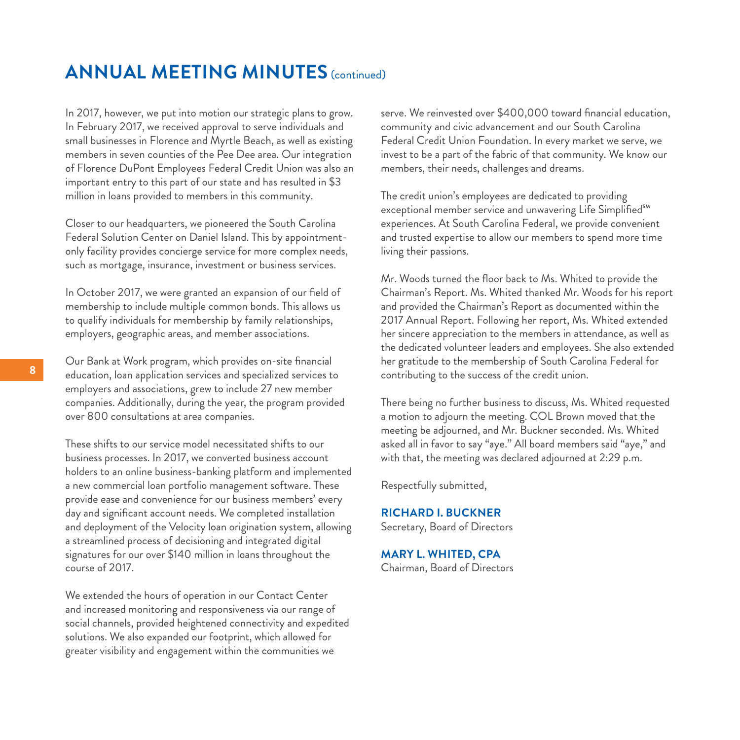# ANNUAL MEETING MINUTES (continued)

In 2017, however, we put into motion our strategic plans to grow. In February 2017, we received approval to serve individuals and small businesses in Florence and Myrtle Beach, as well as existing members in seven counties of the Pee Dee area. Our integration of Florence DuPont Employees Federal Credit Union was also an important entry to this part of our state and has resulted in $3 million in loans provided to members in this community.

Closer to our headquarters, we pioneered the South Carolina Federal Solution Center on Daniel Island. This by appointment-only facility provides concierge service for more complex needs, such as mortgage, insurance, investment or business services.

In October 2017, we were granted an expansion of our field of membership to include multiple common bonds. This allows us to qualify individuals for membership by family relationships, employers, geographic areas, and member associations.

Our Bank at Work program, which provides on-site financial education, loan application services and specialized services to employers and associations, grew to include 27 new member companies. Additionally, during the year, the program provided over 800 consultations at area companies.

These shifts to our service model necessitated shifts to our business processes. In 2017, we converted business account holders to an online business-banking platform and implemented a new commercial loan portfolio management software. These provide ease and convenience for our business members' every day and significant account needs. We completed installation and deployment of the Velocity loan origination system, allowing a streamlined process of decisioning and integrated digital signatures for our over $140 million in loans throughout the course of 2017.

We extended the hours of operation in our Contact Center and increased monitoring and responsiveness via our range of social channels, provided heightened connectivity and expedited solutions. We also expanded our footprint, which allowed for greater visibility and engagement within the communities we serve. We reinvested over $400,000 toward financial education, community and civic advancement and our South Carolina Federal Credit Union Foundation. In every market we serve, we invest to be a part of the fabric of that community. We know our members, their needs, challenges and dreams.

The credit union's employees are dedicated to providing exceptional member service and unwavering Life Simplified℠ experiences. At South Carolina Federal, we provide convenient and trusted expertise to allow our members to spend more time living their passions.

Mr. Woods turned the floor back to Ms. Whited to provide the Chairman's Report. Ms. Whited thanked Mr. Woods for his report and provided the Chairman's Report as documented within the 2017 Annual Report. Following her report, Ms. Whited extended her sincere appreciation to the members in attendance, as well as the dedicated volunteer leaders and employees. She also extended her gratitude to the membership of South Carolina Federal for contributing to the success of the credit union.

There being no further business to discuss, Ms. Whited requested a motion to adjourn the meeting. COL Brown moved that the meeting be adjourned, and Mr. Buckner seconded. Ms. Whited asked all in favor to say "aye." All board members said "aye," and with that, the meeting was declared adjourned at 2:29 p.m.

Respectfully submitted,

**RICHARD I. BUCKNER**
Secretary, Board of Directors

**MARY L. WHITED, CPA**
Chairman, Board of Directors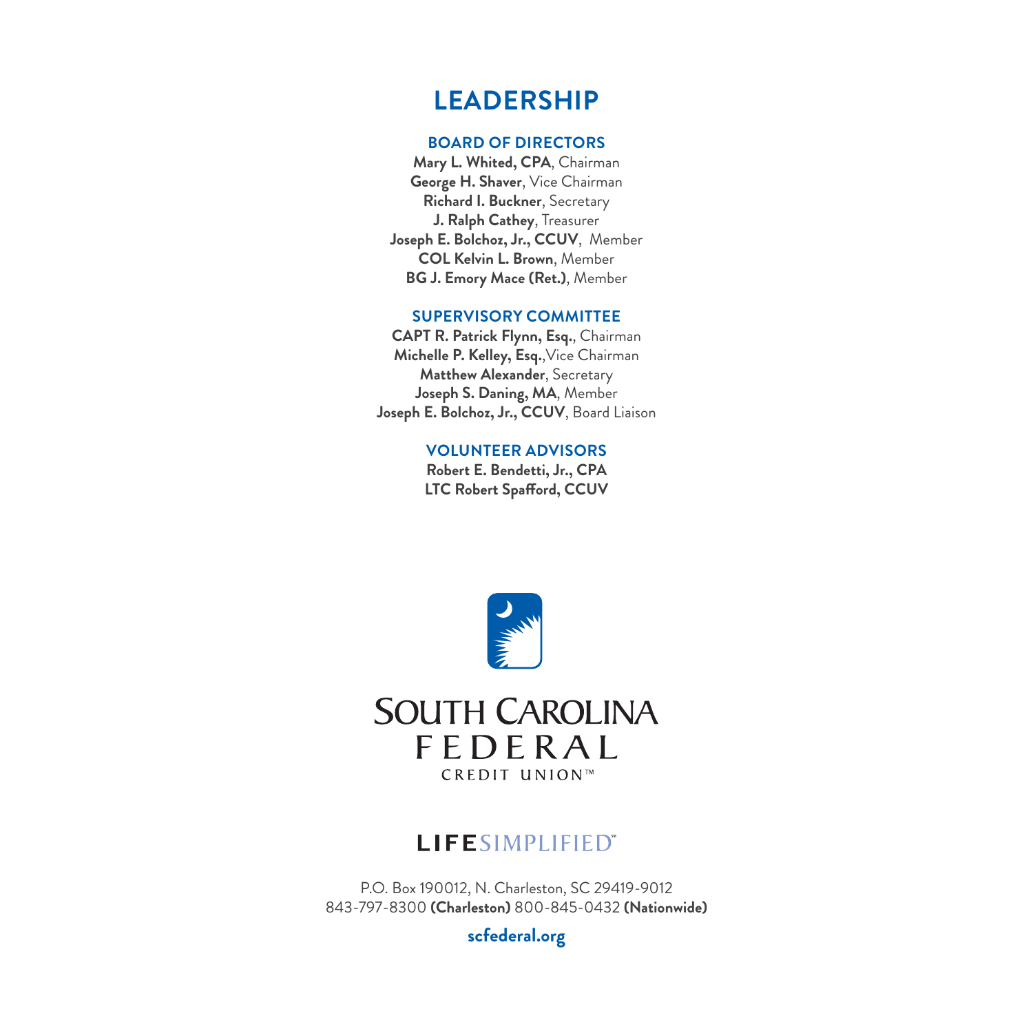# LEADERSHIP

## BOARD OF DIRECTORS

**Mary L. Whited, CPA**, Chairman
**George H. Shaver**, Vice Chairman
**Richard I. Buckner**, Secretary
**J. Ralph Cathey**, Treasurer
**Joseph E. Bolchoz, Jr., CCUV**, Member
**COL Kelvin L. Brown**, Member
**BG J. Emory Mace (Ret.)**, Member

## SUPERVISORY COMMITTEE

**CAPT R. Patrick Flynn, Esq.**, Chairman
**Michelle P. Kelley, Esq.**, Vice Chairman
**Matthew Alexander**, Secretary
**Joseph S. Daning, MA**, Member
**Joseph E. Bolchoz, Jr., CCUV**, Board Liaison

## VOLUNTEER ADVISORS

**Robert E. Bendetti, Jr., CPA**
**LTC Robert Spafford, CCUV**

SOUTH CAROLINA
FEDERAL
CREDIT UNION™

LIFESIMPLIFIED℠

P.O. Box 190012, N. Charleston, SC 29419-9012
843-797-8300 **(Charleston)** 800-845-0432 **(Nationwide)**

**scfederal.org**